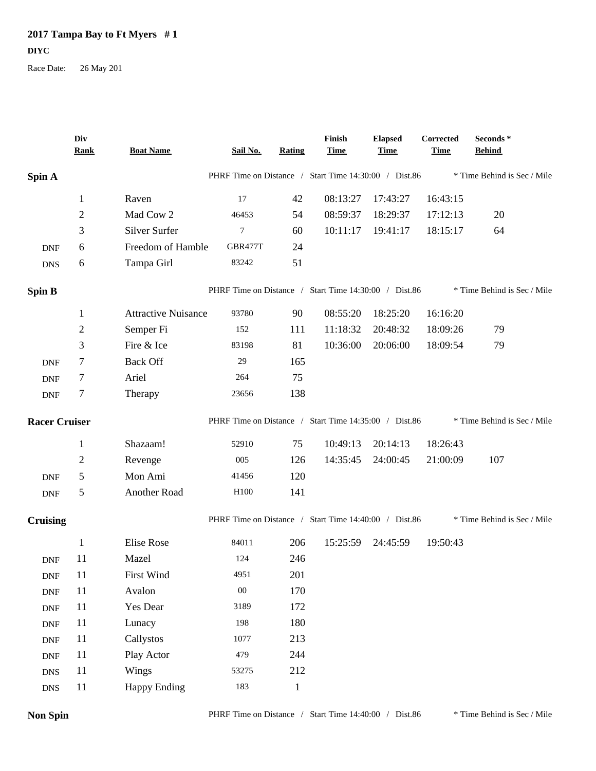**2017 Tampa Bay to Ft Myers # 1**

**DIYC**

Race Date: 26 May 201

| | Div Rank | Boat Name | Sail No. | Rating | Finish Time | Elapsed Time | Corrected Time | Seconds * Behind |
|---|---|---|---|---|---|---|---|---|
| **Spin A** | | | PHRF Time on Distance / Start Time 14:30:00 / Dist.86 | | | | | * Time Behind is Sec / Mile |
| | 1 | Raven | 17 | 42 | 08:13:27 | 17:43:27 | 16:43:15 | |
| | 2 | Mad Cow 2 | 46453 | 54 | 08:59:37 | 18:29:37 | 17:12:13 | 20 |
| | 3 | Silver Surfer | 7 | 60 | 10:11:17 | 19:41:17 | 18:15:17 | 64 |
| DNF | 6 | Freedom of Hamble | GBR477T | 24 | | | | |
| DNS | 6 | Tampa Girl | 83242 | 51 | | | | |
| **Spin B** | | | PHRF Time on Distance / Start Time 14:30:00 / Dist.86 | | | | | * Time Behind is Sec / Mile |
| | 1 | Attractive Nuisance | 93780 | 90 | 08:55:20 | 18:25:20 | 16:16:20 | |
| | 2 | Semper Fi | 152 | 111 | 11:18:32 | 20:48:32 | 18:09:26 | 79 |
| | 3 | Fire & Ice | 83198 | 81 | 10:36:00 | 20:06:00 | 18:09:54 | 79 |
| DNF | 7 | Back Off | 29 | 165 | | | | |
| DNF | 7 | Ariel | 264 | 75 | | | | |
| DNF | 7 | Therapy | 23656 | 138 | | | | |
| **Racer Cruiser** | | | PHRF Time on Distance / Start Time 14:35:00 / Dist.86 | | | | | * Time Behind is Sec / Mile |
| | 1 | Shazaam! | 52910 | 75 | 10:49:13 | 20:14:13 | 18:26:43 | |
| | 2 | Revenge | 005 | 126 | 14:35:45 | 24:00:45 | 21:00:09 | 107 |
| DNF | 5 | Mon Ami | 41456 | 120 | | | | |
| DNF | 5 | Another Road | H100 | 141 | | | | |
| **Cruising** | | | PHRF Time on Distance / Start Time 14:40:00 / Dist.86 | | | | | * Time Behind is Sec / Mile |
| | 1 | Elise Rose | 84011 | 206 | 15:25:59 | 24:45:59 | 19:50:43 | |
| DNF | 11 | Mazel | 124 | 246 | | | | |
| DNF | 11 | First Wind | 4951 | 201 | | | | |
| DNF | 11 | Avalon | 00 | 170 | | | | |
| DNF | 11 | Yes Dear | 3189 | 172 | | | | |
| DNF | 11 | Lunacy | 198 | 180 | | | | |
| DNF | 11 | Callystos | 1077 | 213 | | | | |
| DNF | 11 | Play Actor | 479 | 244 | | | | |
| DNS | 11 | Wings | 53275 | 212 | | | | |
| DNS | 11 | Happy Ending | 183 | 1 | | | | |
| **Non Spin** | | | PHRF Time on Distance / Start Time 14:40:00 / Dist.86 | | | | | * Time Behind is Sec / Mile |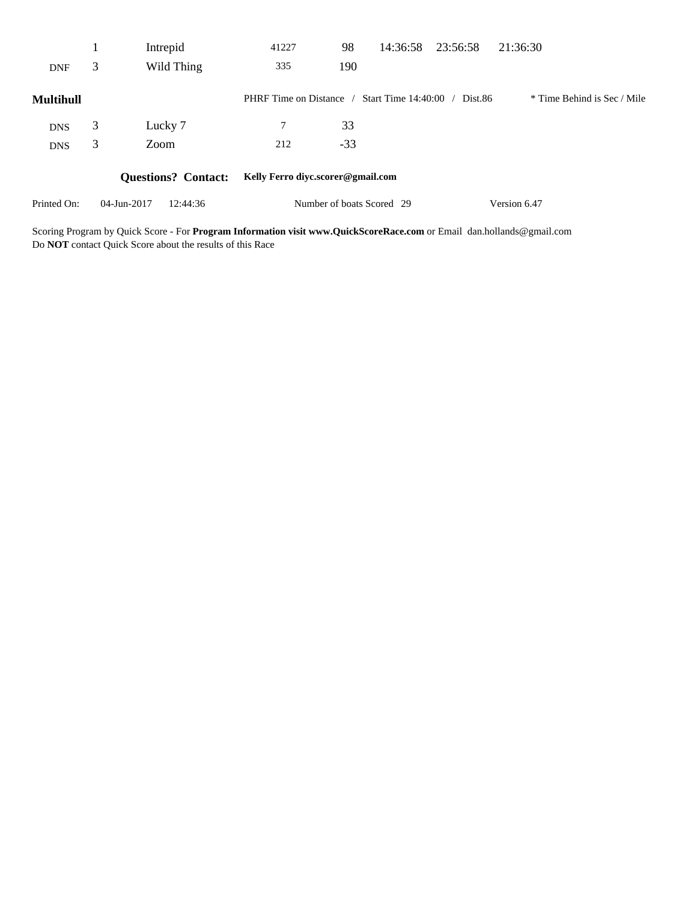| | | | | | | | |
|---|---|---|---|---|---|---|---|
| | 1 | Intrepid | 41227 | 98 | 14:36:58 | 23:56:58 | 21:36:30 |
| DNF | 3 | Wild Thing | 335 | 190 | | | |

**Multihull** PHRF Time on Distance / Start Time 14:40:00 / Dist.86 * Time Behind is Sec / Mile

| | | | | |
|---|---|---|---|---|
| DNS | 3 | Lucky 7 | 7 | 33 |
| DNS | 3 | Zoom | 212 | -33 |

**Questions? Contact:** **Kelly Ferro diyc.scorer@gmail.com**

Printed On: 04-Jun-2017 12:44:36 Number of boats Scored 29 Version 6.47

Scoring Program by Quick Score - For **Program Information visit www.QuickScoreRace.com** or Email dan.hollands@gmail.com
Do **NOT** contact Quick Score about the results of this Race